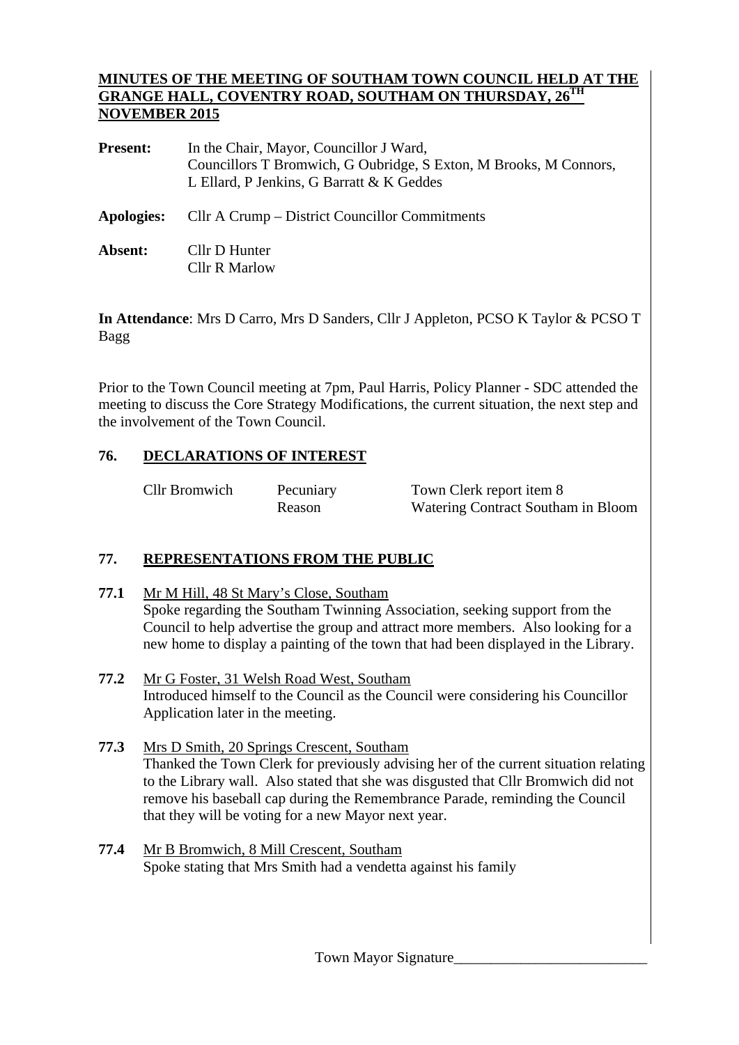# MINUTES OF THE MEETING OF SOUTHAM TOWN COUNCIL HELD AT THE GRANGE HALL, COVENTRY ROAD, SOUTHAM ON THURSDAY, 26TH NOVEMBER 2015

**Present:** In the Chair, Mayor, Councillor J Ward,
Councillors T Bromwich, G Oubridge, S Exton, M Brooks, M Connors, L Ellard, P Jenkins, G Barratt & K Geddes

**Apologies:** Cllr A Crump – District Councillor Commitments

**Absent:** Cllr D Hunter
Cllr R Marlow

**In Attendance**: Mrs D Carro, Mrs D Sanders, Cllr J Appleton, PCSO K Taylor & PCSO T Bagg

Prior to the Town Council meeting at 7pm, Paul Harris, Policy Planner - SDC attended the meeting to discuss the Core Strategy Modifications, the current situation, the next step and the involvement of the Town Council.

## 76. DECLARATIONS OF INTEREST

| | | |
|---|---|---|
| Cllr Bromwich | Pecuniary | Town Clerk report item 8 |
| | Reason | Watering Contract Southam in Bloom |

## 77. REPRESENTATIONS FROM THE PUBLIC

**77.1** Mr M Hill, 48 St Mary's Close, Southam
Spoke regarding the Southam Twinning Association, seeking support from the Council to help advertise the group and attract more members. Also looking for a new home to display a painting of the town that had been displayed in the Library.

**77.2** Mr G Foster, 31 Welsh Road West, Southam
Introduced himself to the Council as the Council were considering his Councillor Application later in the meeting.

**77.3** Mrs D Smith, 20 Springs Crescent, Southam
Thanked the Town Clerk for previously advising her of the current situation relating to the Library wall. Also stated that she was disgusted that Cllr Bromwich did not remove his baseball cap during the Remembrance Parade, reminding the Council that they will be voting for a new Mayor next year.

**77.4** Mr B Bromwich, 8 Mill Crescent, Southam
Spoke stating that Mrs Smith had a vendetta against his family

Town Mayor Signature_________________________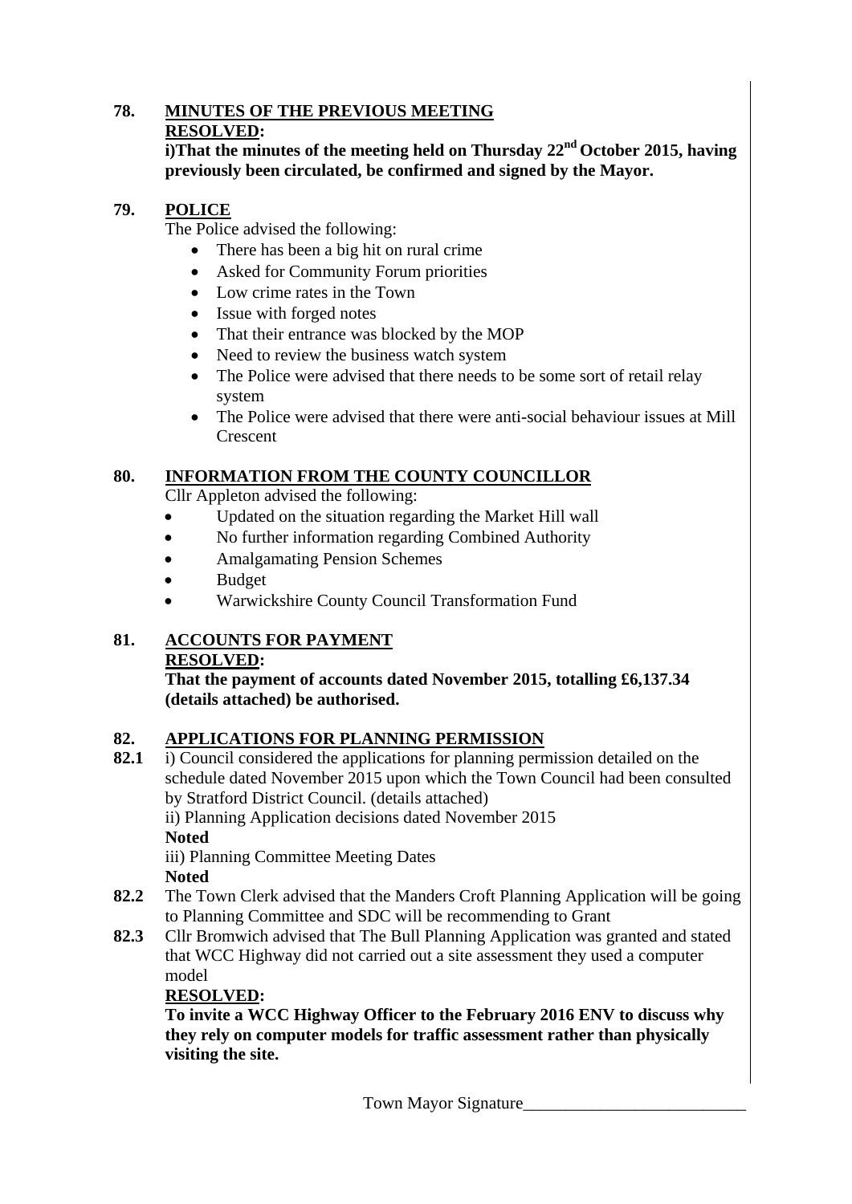## 78. MINUTES OF THE PREVIOUS MEETING

**RESOLVED:**

**i)That the minutes of the meeting held on Thursday 22nd October 2015, having previously been circulated, be confirmed and signed by the Mayor.**

## 79. POLICE

The Police advised the following:

- There has been a big hit on rural crime
- Asked for Community Forum priorities
- Low crime rates in the Town
- Issue with forged notes
- That their entrance was blocked by the MOP
- Need to review the business watch system
- The Police were advised that there needs to be some sort of retail relay system
- The Police were advised that there were anti-social behaviour issues at Mill Crescent

## 80. INFORMATION FROM THE COUNTY COUNCILLOR

Cllr Appleton advised the following:

- Updated on the situation regarding the Market Hill wall
- No further information regarding Combined Authority
- Amalgamating Pension Schemes
- Budget
- Warwickshire County Council Transformation Fund

## 81. ACCOUNTS FOR PAYMENT

**RESOLVED:**

**That the payment of accounts dated November 2015, totalling £6,137.34 (details attached) be authorised.**

## 82. APPLICATIONS FOR PLANNING PERMISSION

**82.1** i) Council considered the applications for planning permission detailed on the schedule dated November 2015 upon which the Town Council had been consulted by Stratford District Council. (details attached)

ii) Planning Application decisions dated November 2015

**Noted**

iii) Planning Committee Meeting Dates

**Noted**

**82.2** The Town Clerk advised that the Manders Croft Planning Application will be going to Planning Committee and SDC will be recommending to Grant

**82.3** Cllr Bromwich advised that The Bull Planning Application was granted and stated that WCC Highway did not carried out a site assessment they used a computer model

**RESOLVED:**

**To invite a WCC Highway Officer to the February 2016 ENV to discuss why they rely on computer models for traffic assessment rather than physically visiting the site.**

Town Mayor Signature\_\_\_\_\_\_\_\_\_\_\_\_\_\_\_\_\_\_\_\_\_\_\_\_\_\_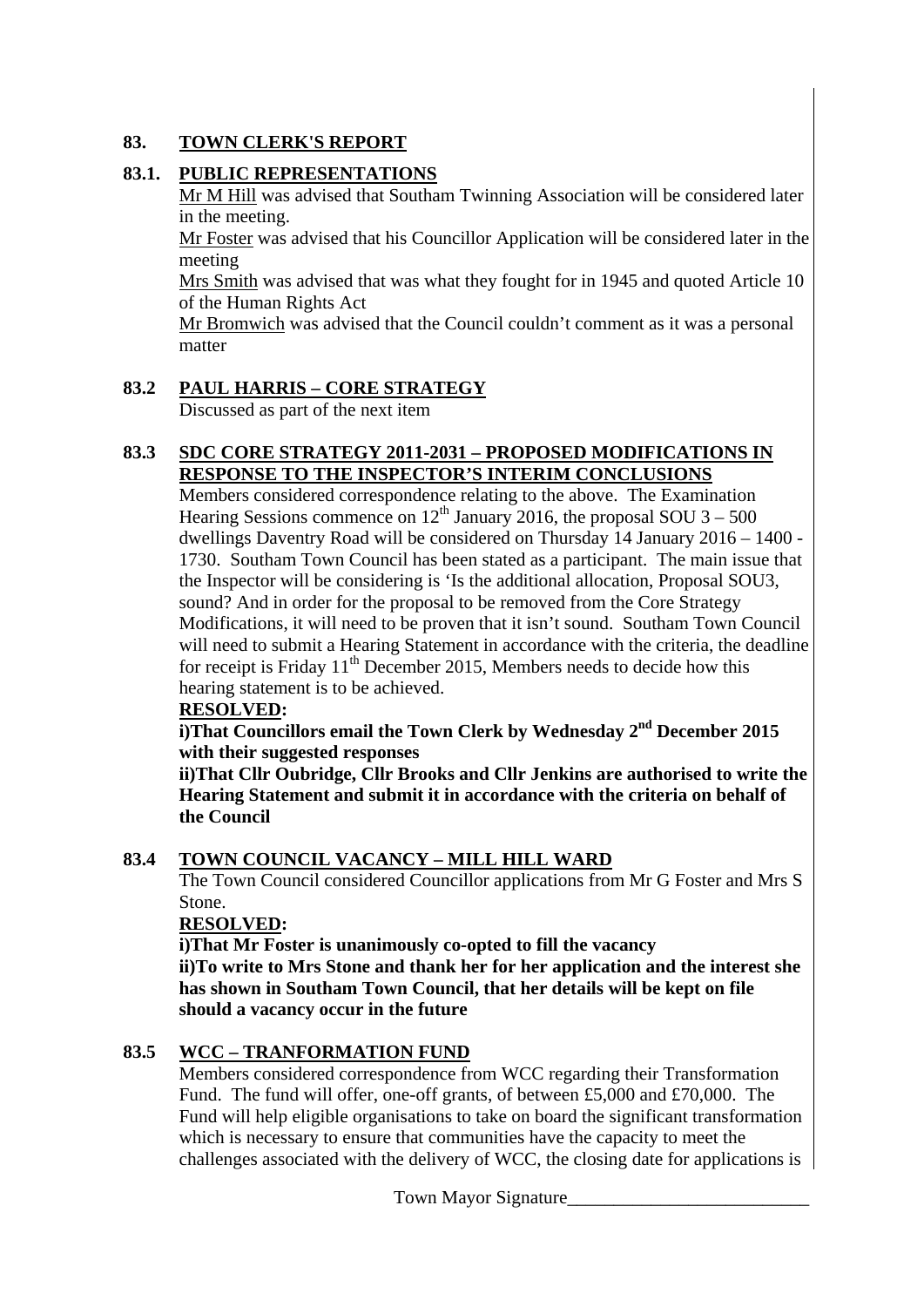## 83. TOWN CLERK'S REPORT

### 83.1. PUBLIC REPRESENTATIONS

Mr M Hill was advised that Southam Twinning Association will be considered later in the meeting.

Mr Foster was advised that his Councillor Application will be considered later in the meeting

Mrs Smith was advised that was what they fought for in 1945 and quoted Article 10 of the Human Rights Act

Mr Bromwich was advised that the Council couldn't comment as it was a personal matter

### 83.2 PAUL HARRIS – CORE STRATEGY

Discussed as part of the next item

### 83.3 SDC CORE STRATEGY 2011-2031 – PROPOSED MODIFICATIONS IN RESPONSE TO THE INSPECTOR'S INTERIM CONCLUSIONS

Members considered correspondence relating to the above. The Examination Hearing Sessions commence on 12th January 2016, the proposal SOU 3 – 500 dwellings Daventry Road will be considered on Thursday 14 January 2016 – 1400 - 1730. Southam Town Council has been stated as a participant. The main issue that the Inspector will be considering is 'Is the additional allocation, Proposal SOU3, sound? And in order for the proposal to be removed from the Core Strategy Modifications, it will need to be proven that it isn't sound. Southam Town Council will need to submit a Hearing Statement in accordance with the criteria, the deadline for receipt is Friday 11th December 2015, Members needs to decide how this hearing statement is to be achieved.

**RESOLVED:**

**i)That Councillors email the Town Clerk by Wednesday 2nd December 2015 with their suggested responses**

**ii)That Cllr Oubridge, Cllr Brooks and Cllr Jenkins are authorised to write the Hearing Statement and submit it in accordance with the criteria on behalf of the Council**

### 83.4 TOWN COUNCIL VACANCY – MILL HILL WARD

The Town Council considered Councillor applications from Mr G Foster and Mrs S Stone.

**RESOLVED:**

**i)That Mr Foster is unanimously co-opted to fill the vacancy**

**ii)To write to Mrs Stone and thank her for her application and the interest she has shown in Southam Town Council, that her details will be kept on file should a vacancy occur in the future**

### 83.5 WCC – TRANFORMATION FUND

Members considered correspondence from WCC regarding their Transformation Fund. The fund will offer, one-off grants, of between £5,000 and £70,000. The Fund will help eligible organisations to take on board the significant transformation which is necessary to ensure that communities have the capacity to meet the challenges associated with the delivery of WCC, the closing date for applications is

Town Mayor Signature___________________________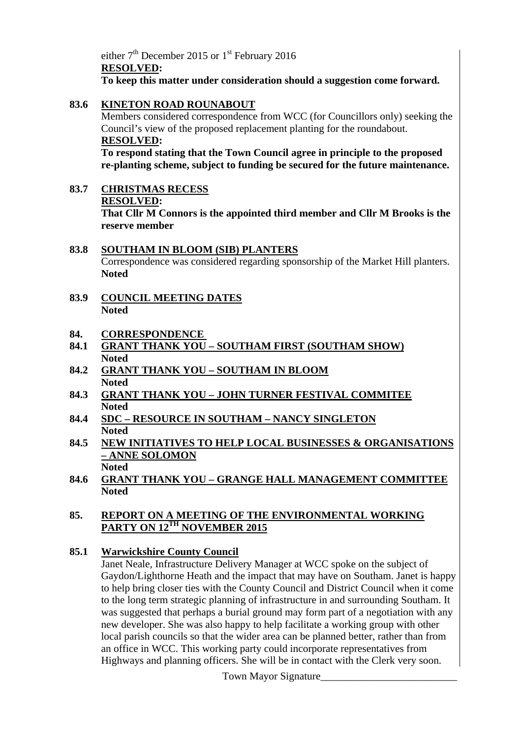either 7th December 2015 or 1st February 2016

**RESOLVED:**

**To keep this matter under consideration should a suggestion come forward.**

**83.6 KINETON ROAD ROUNABOUT**

Members considered correspondence from WCC (for Councillors only) seeking the Council's view of the proposed replacement planting for the roundabout.

**RESOLVED:**

**To respond stating that the Town Council agree in principle to the proposed re-planting scheme, subject to funding be secured for the future maintenance.**

**83.7 CHRISTMAS RECESS**

**RESOLVED:**

**That Cllr M Connors is the appointed third member and Cllr M Brooks is the reserve member**

**83.8 SOUTHAM IN BLOOM (SIB) PLANTERS**

Correspondence was considered regarding sponsorship of the Market Hill planters.

**Noted**

**83.9 COUNCIL MEETING DATES**

**Noted**

**84. CORRESPONDENCE**

**84.1 GRANT THANK YOU – SOUTHAM FIRST (SOUTHAM SHOW)**

**Noted**

**84.2 GRANT THANK YOU – SOUTHAM IN BLOOM**

**Noted**

**84.3 GRANT THANK YOU – JOHN TURNER FESTIVAL COMMITEE**

**Noted**

**84.4 SDC – RESOURCE IN SOUTHAM – NANCY SINGLETON**

**Noted**

**84.5 NEW INITIATIVES TO HELP LOCAL BUSINESSES & ORGANISATIONS – ANNE SOLOMON**

**Noted**

**84.6 GRANT THANK YOU – GRANGE HALL MANAGEMENT COMMITTEE**

**Noted**

**85. REPORT ON A MEETING OF THE ENVIRONMENTAL WORKING PARTY ON 12TH NOVEMBER 2015**

**85.1 Warwickshire County Council**

Janet Neale, Infrastructure Delivery Manager at WCC spoke on the subject of Gaydon/Lighthorne Heath and the impact that may have on Southam. Janet is happy to help bring closer ties with the County Council and District Council when it come to the long term strategic planning of infrastructure in and surrounding Southam. It was suggested that perhaps a burial ground may form part of a negotiation with any new developer. She was also happy to help facilitate a working group with other local parish councils so that the wider area can be planned better, rather than from an office in WCC. This working party could incorporate representatives from Highways and planning officers. She will be in contact with the Clerk very soon.

Town Mayor Signature__________________________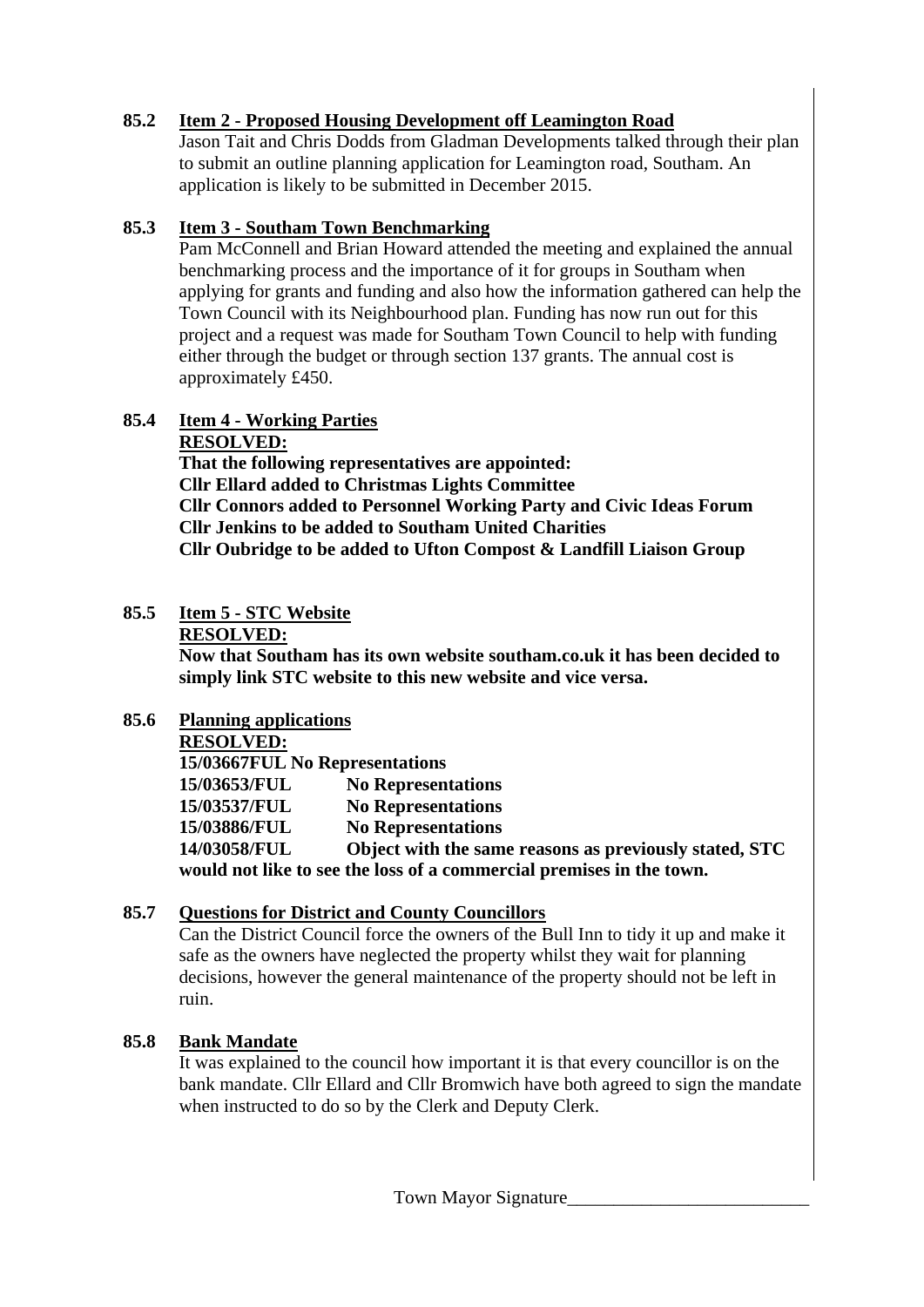**85.2 Item 2 - Proposed Housing Development off Leamington Road**

Jason Tait and Chris Dodds from Gladman Developments talked through their plan to submit an outline planning application for Leamington road, Southam. An application is likely to be submitted in December 2015.

**85.3 Item 3 - Southam Town Benchmarking**

Pam McConnell and Brian Howard attended the meeting and explained the annual benchmarking process and the importance of it for groups in Southam when applying for grants and funding and also how the information gathered can help the Town Council with its Neighbourhood plan. Funding has now run out for this project and a request was made for Southam Town Council to help with funding either through the budget or through section 137 grants. The annual cost is approximately £450.

**85.4 Item 4 - Working Parties**

**RESOLVED:**

**That the following representatives are appointed:**
**Cllr Ellard added to Christmas Lights Committee**
**Cllr Connors added to Personnel Working Party and Civic Ideas Forum**
**Cllr Jenkins to be added to Southam United Charities**
**Cllr Oubridge to be added to Ufton Compost & Landfill Liaison Group**

**85.5 Item 5 - STC Website**

**RESOLVED:**

**Now that Southam has its own website southam.co.uk it has been decided to simply link STC website to this new website and vice versa.**

**85.6 Planning applications**

**RESOLVED:**

**15/03667FUL No Representations**
**15/03653/FUL No Representations**
**15/03537/FUL No Representations**
**15/03886/FUL No Representations**
**14/03058/FUL Object with the same reasons as previously stated, STC would not like to see the loss of a commercial premises in the town.**

**85.7 Questions for District and County Councillors**

Can the District Council force the owners of the Bull Inn to tidy it up and make it safe as the owners have neglected the property whilst they wait for planning decisions, however the general maintenance of the property should not be left in ruin.

**85.8 Bank Mandate**

It was explained to the council how important it is that every councillor is on the bank mandate. Cllr Ellard and Cllr Bromwich have both agreed to sign the mandate when instructed to do so by the Clerk and Deputy Clerk.

Town Mayor Signature_________________________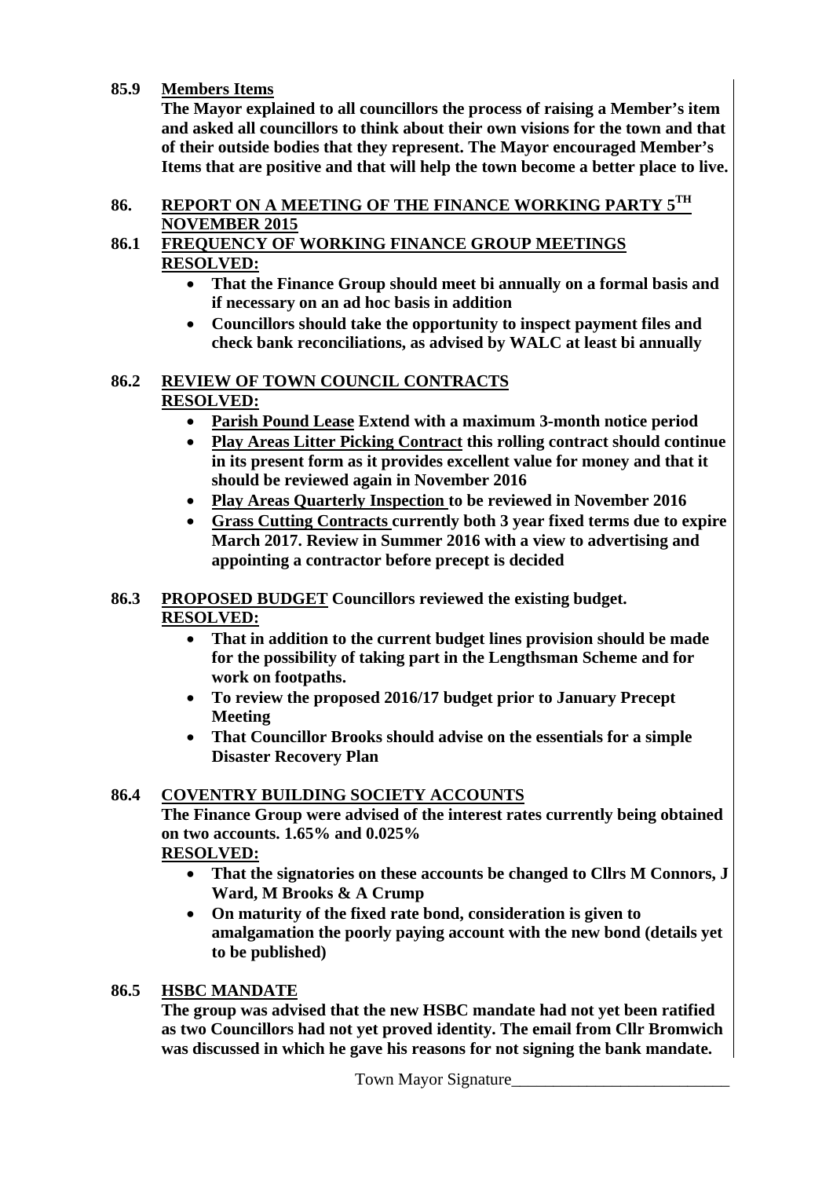**85.9 Members Items**

**The Mayor explained to all councillors the process of raising a Member's item and asked all councillors to think about their own visions for the town and that of their outside bodies that they represent. The Mayor encouraged Member's Items that are positive and that will help the town become a better place to live.**

## 86. REPORT ON A MEETING OF THE FINANCE WORKING PARTY 5TH NOVEMBER 2015

### 86.1 FREQUENCY OF WORKING FINANCE GROUP MEETINGS

**RESOLVED:**

- **That the Finance Group should meet bi annually on a formal basis and if necessary on an ad hoc basis in addition**
- **Councillors should take the opportunity to inspect payment files and check bank reconciliations, as advised by WALC at least bi annually**

### 86.2 REVIEW OF TOWN COUNCIL CONTRACTS

**RESOLVED:**

- **Parish Pound Lease Extend with a maximum 3-month notice period**
- **Play Areas Litter Picking Contract this rolling contract should continue in its present form as it provides excellent value for money and that it should be reviewed again in November 2016**
- **Play Areas Quarterly Inspection to be reviewed in November 2016**
- **Grass Cutting Contracts currently both 3 year fixed terms due to expire March 2017. Review in Summer 2016 with a view to advertising and appointing a contractor before precept is decided**

### 86.3 PROPOSED BUDGET Councillors reviewed the existing budget.

**RESOLVED:**

- **That in addition to the current budget lines provision should be made for the possibility of taking part in the Lengthsman Scheme and for work on footpaths.**
- **To review the proposed 2016/17 budget prior to January Precept Meeting**
- **That Councillor Brooks should advise on the essentials for a simple Disaster Recovery Plan**

### 86.4 COVENTRY BUILDING SOCIETY ACCOUNTS

**The Finance Group were advised of the interest rates currently being obtained on two accounts. 1.65% and 0.025%**

**RESOLVED:**

- **That the signatories on these accounts be changed to Cllrs M Connors, J Ward, M Brooks & A Crump**
- **On maturity of the fixed rate bond, consideration is given to amalgamation the poorly paying account with the new bond (details yet to be published)**

### 86.5 HSBC MANDATE

**The group was advised that the new HSBC mandate had not yet been ratified as two Councillors had not yet proved identity. The email from Cllr Bromwich was discussed in which he gave his reasons for not signing the bank mandate.**

Town Mayor Signature\_\_\_\_\_\_\_\_\_\_\_\_\_\_\_\_\_\_\_\_\_\_\_\_\_\_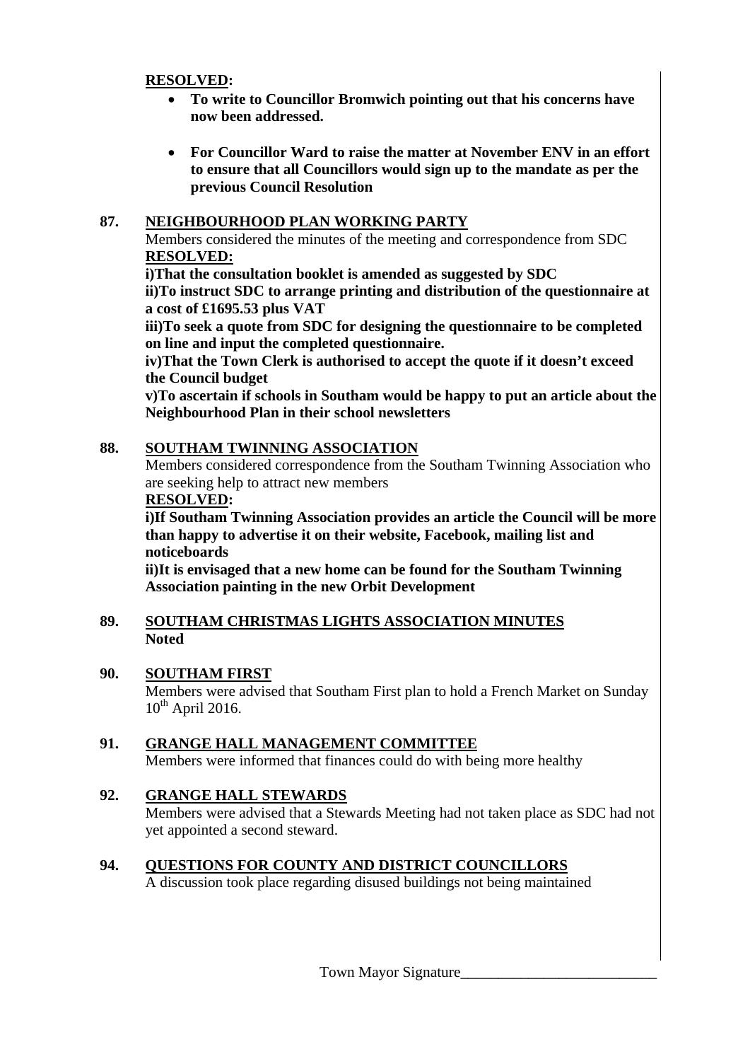**RESOLVED:**

- **To write to Councillor Bromwich pointing out that his concerns have now been addressed.**
- **For Councillor Ward to raise the matter at November ENV in an effort to ensure that all Councillors would sign up to the mandate as per the previous Council Resolution**

**87. NEIGHBOURHOOD PLAN WORKING PARTY**

Members considered the minutes of the meeting and correspondence from SDC

**RESOLVED:**

**i)That the consultation booklet is amended as suggested by SDC**

**ii)To instruct SDC to arrange printing and distribution of the questionnaire at a cost of £1695.53 plus VAT**

**iii)To seek a quote from SDC for designing the questionnaire to be completed on line and input the completed questionnaire.**

**iv)That the Town Clerk is authorised to accept the quote if it doesn't exceed the Council budget**

**v)To ascertain if schools in Southam would be happy to put an article about the Neighbourhood Plan in their school newsletters**

**88. SOUTHAM TWINNING ASSOCIATION**

Members considered correspondence from the Southam Twinning Association who are seeking help to attract new members

**RESOLVED:**

**i)If Southam Twinning Association provides an article the Council will be more than happy to advertise it on their website, Facebook, mailing list and noticeboards**

**ii)It is envisaged that a new home can be found for the Southam Twinning Association painting in the new Orbit Development**

**89. SOUTHAM CHRISTMAS LIGHTS ASSOCIATION MINUTES**

**Noted**

**90. SOUTHAM FIRST**

Members were advised that Southam First plan to hold a French Market on Sunday 10th April 2016.

**91. GRANGE HALL MANAGEMENT COMMITTEE**

Members were informed that finances could do with being more healthy

**92. GRANGE HALL STEWARDS**

Members were advised that a Stewards Meeting had not taken place as SDC had not yet appointed a second steward.

**94. QUESTIONS FOR COUNTY AND DISTRICT COUNCILLORS**

A discussion took place regarding disused buildings not being maintained

Town Mayor Signature___________________________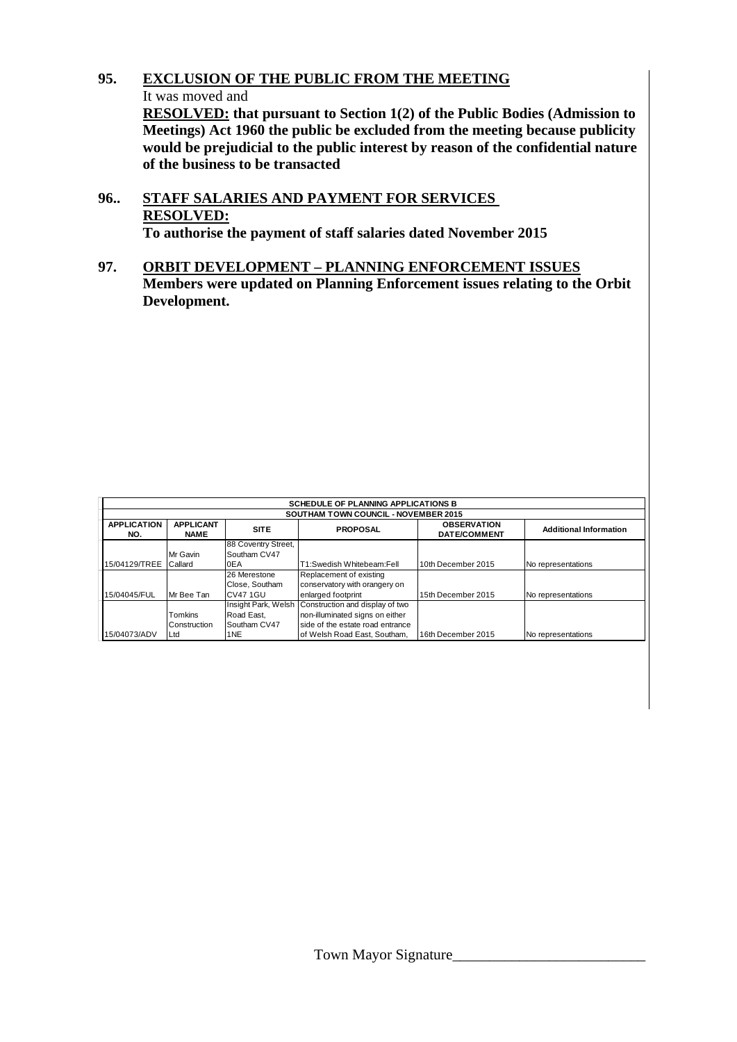**95. EXCLUSION OF THE PUBLIC FROM THE MEETING**

It was moved and

**RESOLVED: that pursuant to Section 1(2) of the Public Bodies (Admission to Meetings) Act 1960 the public be excluded from the meeting because publicity would be prejudicial to the public interest by reason of the confidential nature of the business to be transacted**

**96.. STAFF SALARIES AND PAYMENT FOR SERVICES**

**RESOLVED:**

**To authorise the payment of staff salaries dated November 2015**

**97. ORBIT DEVELOPMENT – PLANNING ENFORCEMENT ISSUES**

**Members were updated on Planning Enforcement issues relating to the Orbit Development.**

| SCHEDULE OF PLANNING APPLICATIONS B<br>SOUTHAM TOWN COUNCIL - NOVEMBER 2015 | | | | | |
|---|---|---|---|---|---|
| **APPLICATION NO.** | **APPLICANT NAME** | **SITE** | **PROPOSAL** | **OBSERVATION DATE/COMMENT** | **Additional Information** |
| 15/04129/TREE | Mr Gavin Callard | 88 Coventry Street, Southam CV47 0EA | T1:Swedish Whitebeam:Fell | 10th December 2015 | No representations |
| 15/04045/FUL | Mr Bee Tan | 26 Merestone Close, Southam CV47 1GU | Replacement of existing conservatory with orangery on enlarged footprint | 15th December 2015 | No representations |
| 15/04073/ADV | Tomkins Construction Ltd | Insight Park, Welsh Road East, Southam CV47 1NE | Construction and display of two non-illuminated signs on either side of the estate road entrance of Welsh Road East, Southam, | 16th December 2015 | No representations |

Town Mayor Signature\_\_\_\_\_\_\_\_\_\_\_\_\_\_\_\_\_\_\_\_\_\_\_\_\_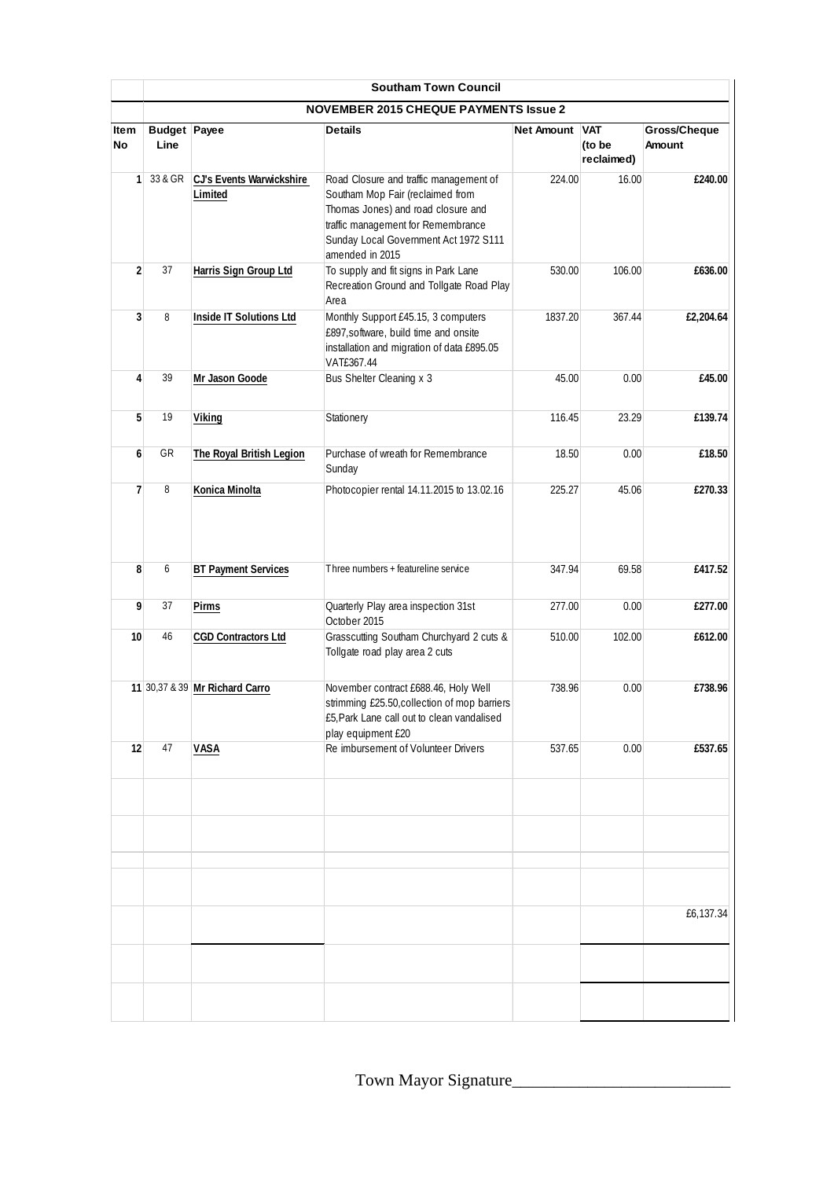# Southam Town Council

## NOVEMBER 2015 CHEQUE PAYMENTS Issue 2

| Item No | Budget Line | Payee | Details | Net Amount | VAT (to be reclaimed) | Gross/Cheque Amount |
|---|---|---|---|---|---|---|
| 1 | 33 & GR | **CJ's Events Warwickshire Limited** | Road Closure and traffic management of Southam Mop Fair (reclaimed from Thomas Jones) and road closure and traffic management for Remembrance Sunday Local Government Act 1972 S111 amended in 2015 | 224.00 | 16.00 | **£240.00** |
| 2 | 37 | **Harris Sign Group Ltd** | To supply and fit signs in Park Lane Recreation Ground and Tollgate Road Play Area | 530.00 | 106.00 | **£636.00** |
| 3 | 8 | **Inside IT Solutions Ltd** | Monthly Support £45.15, 3 computers £897,software, build time and onsite installation and migration of data £895.05 VAT£367.44 | 1837.20 | 367.44 | **£2,204.64** |
| 4 | 39 | **Mr Jason Goode** | Bus Shelter Cleaning x 3 | 45.00 | 0.00 | **£45.00** |
| 5 | 19 | **Viking** | Stationery | 116.45 | 23.29 | **£139.74** |
| 6 | GR | **The Royal British Legion** | Purchase of wreath for Remembrance Sunday | 18.50 | 0.00 | **£18.50** |
| 7 | 8 | **Konica Minolta** | Photocopier rental 14.11.2015 to 13.02.16 | 225.27 | 45.06 | **£270.33** |
| 8 | 6 | **BT Payment Services** | Three numbers + featureline service | 347.94 | 69.58 | **£417.52** |
| 9 | 37 | **Pirms** | Quarterly Play area inspection 31st October 2015 | 277.00 | 0.00 | **£277.00** |
| 10 | 46 | **CGD Contractors Ltd** | Grasscutting Southam Churchyard 2 cuts & Tollgate road play area 2 cuts | 510.00 | 102.00 | **£612.00** |
| 11 | 30,37 & 39 | **Mr Richard Carro** | November contract £688.46, Holy Well strimming £25.50,collection of mop barriers £5,Park Lane call out to clean vandalised play equipment £20 | 738.96 | 0.00 | **£738.96** |
| 12 | 47 | **VASA** | Re imbursement of Volunteer Drivers | 537.65 | 0.00 | **£537.65** |
| | | | | | | |
| | | | | | | |
| | | | | | | |
| | | | | | | £6,137.34 |
| | | | | | | |
| | | | | | | |

Town Mayor Signature___________________________